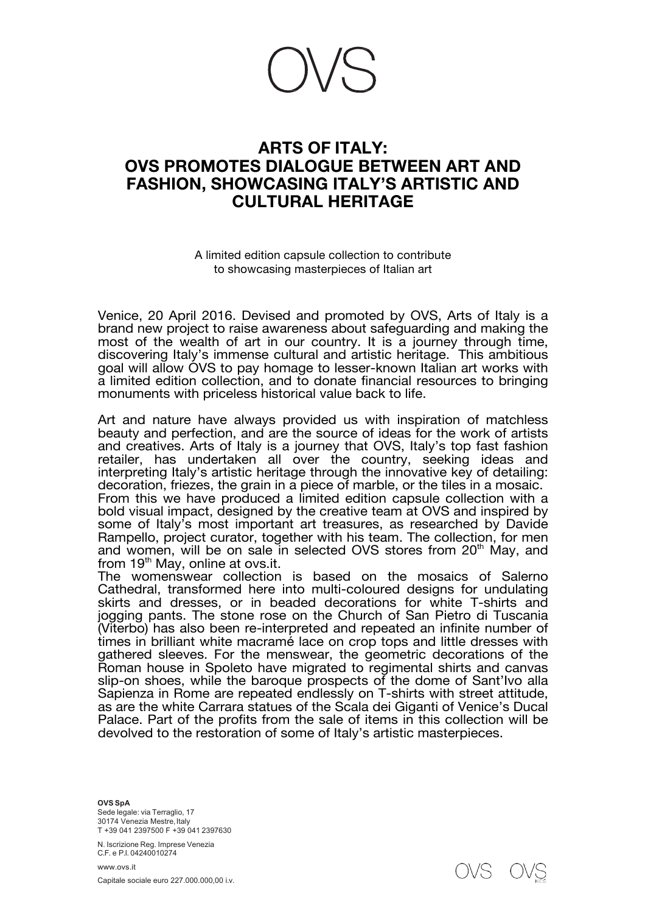OVS

# ARTS OF ITALY: OVS PROMOTES DIALOGUE BETWEEN ART AND FASHION, SHOWCASING ITALY'S ARTISTIC AND CULTURAL HERITAGE

A limited edition capsule collection to contribute to showcasing masterpieces of Italian art

Venice, 20 April 2016. Devised and promoted by OVS, Arts of Italy is a brand new project to raise awareness about safeguarding and making the most of the wealth of art in our country. It is a journey through time, discovering Italy's immense cultural and artistic heritage. This ambitious goal will allow OVS to pay homage to lesser-known Italian art works with a limited edition collection, and to donate financial resources to bringing monuments with priceless historical value back to life.

Art and nature have always provided us with inspiration of matchless beauty and perfection, and are the source of ideas for the work of artists and creatives. Arts of Italy is a journey that OVS, Italy's top fast fashion retailer, has undertaken all over the country, seeking ideas and interpreting Italy's artistic heritage through the innovative key of detailing: decoration, friezes, the grain in a piece of marble, or the tiles in a mosaic.
From this we have produced a limited edition capsule collection with a bold visual impact, designed by the creative team at OVS and inspired by some of Italy's most important art treasures, as researched by Davide Rampello, project curator, together with his team. The collection, for men and women, will be on sale in selected OVS stores from 20th May, and from 19th May, online at ovs.it.
The womenswear collection is based on the mosaics of Salerno Cathedral, transformed here into multi-coloured designs for undulating skirts and dresses, or in beaded decorations for white T-shirts and jogging pants. The stone rose on the Church of San Pietro di Tuscania (Viterbo) has also been re-interpreted and repeated an infinite number of times in brilliant white macramé lace on crop tops and little dresses with gathered sleeves. For the menswear, the geometric decorations of the Roman house in Spoleto have migrated to regimental shirts and canvas slip-on shoes, while the baroque prospects of the dome of Sant'Ivo alla Sapienza in Rome are repeated endlessly on T-shirts with street attitude, as are the white Carrara statues of the Scala dei Giganti of Venice's Ducal Palace. Part of the profits from the sale of items in this collection will be devolved to the restoration of some of Italy's artistic masterpieces.

**OVS SpA**
Sede legale: via Terraglio, 17
30174 Venezia Mestre, Italy
T +39 041 2397500 F +39 041 2397630

N. Iscrizione Reg. Imprese Venezia
C.F. e P.I. 04240010274

www.ovs.it

Capitale sociale euro 227.000.000,00 i.v.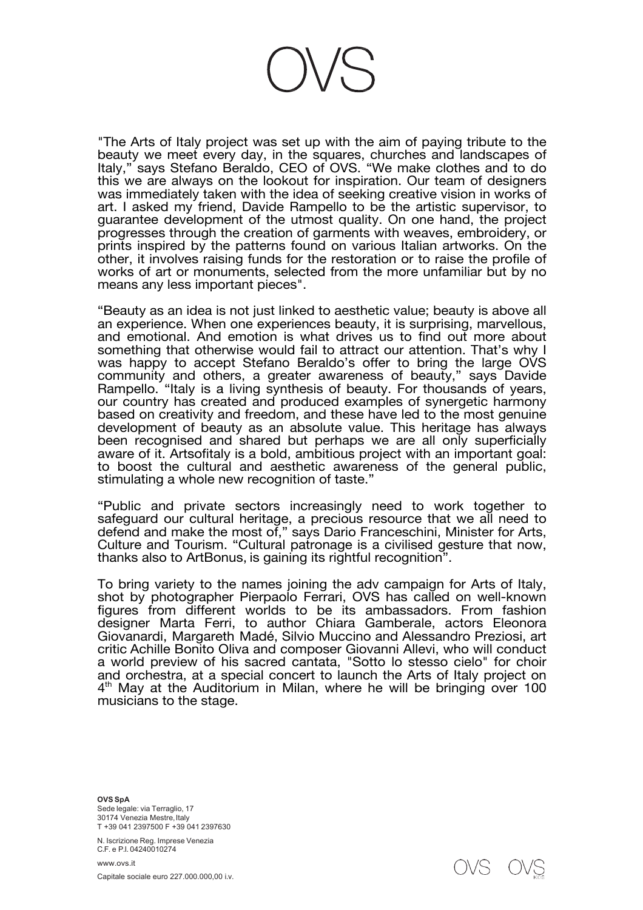"The Arts of Italy project was set up with the aim of paying tribute to the beauty we meet every day, in the squares, churches and landscapes of Italy," says Stefano Beraldo, CEO of OVS. "We make clothes and to do this we are always on the lookout for inspiration. Our team of designers was immediately taken with the idea of seeking creative vision in works of art. I asked my friend, Davide Rampello to be the artistic supervisor, to guarantee development of the utmost quality. On one hand, the project progresses through the creation of garments with weaves, embroidery, or prints inspired by the patterns found on various Italian artworks. On the other, it involves raising funds for the restoration or to raise the profile of works of art or monuments, selected from the more unfamiliar but by no means any less important pieces".

"Beauty as an idea is not just linked to aesthetic value; beauty is above all an experience. When one experiences beauty, it is surprising, marvellous, and emotional. And emotion is what drives us to find out more about something that otherwise would fail to attract our attention. That's why I was happy to accept Stefano Beraldo's offer to bring the large OVS community and others, a greater awareness of beauty," says Davide Rampello. "Italy is a living synthesis of beauty. For thousands of years, our country has created and produced examples of synergetic harmony based on creativity and freedom, and these have led to the most genuine development of beauty as an absolute value. This heritage has always been recognised and shared but perhaps we are all only superficially aware of it. Artsofitaly is a bold, ambitious project with an important goal: to boost the cultural and aesthetic awareness of the general public, stimulating a whole new recognition of taste."

"Public and private sectors increasingly need to work together to safeguard our cultural heritage, a precious resource that we all need to defend and make the most of," says Dario Franceschini, Minister for Arts, Culture and Tourism. "Cultural patronage is a civilised gesture that now, thanks also to ArtBonus, is gaining its rightful recognition".

To bring variety to the names joining the adv campaign for Arts of Italy, shot by photographer Pierpaolo Ferrari, OVS has called on well-known figures from different worlds to be its ambassadors. From fashion designer Marta Ferri, to author Chiara Gamberale, actors Eleonora Giovanardi, Margareth Madé, Silvio Muccino and Alessandro Preziosi, art critic Achille Bonito Oliva and composer Giovanni Allevi, who will conduct a world preview of his sacred cantata, "Sotto lo stesso cielo" for choir and orchestra, at a special concert to launch the Arts of Italy project on 4th May at the Auditorium in Milan, where he will be bringing over 100 musicians to the stage.

**OVS SpA**
Sede legale: via Terraglio, 17
30174 Venezia Mestre, Italy
T +39 041 2397500 F +39 041 2397630

N. Iscrizione Reg. Imprese Venezia
C.F. e P.I. 04240010274

www.ovs.it

Capitale sociale euro 227.000.000,00 i.v.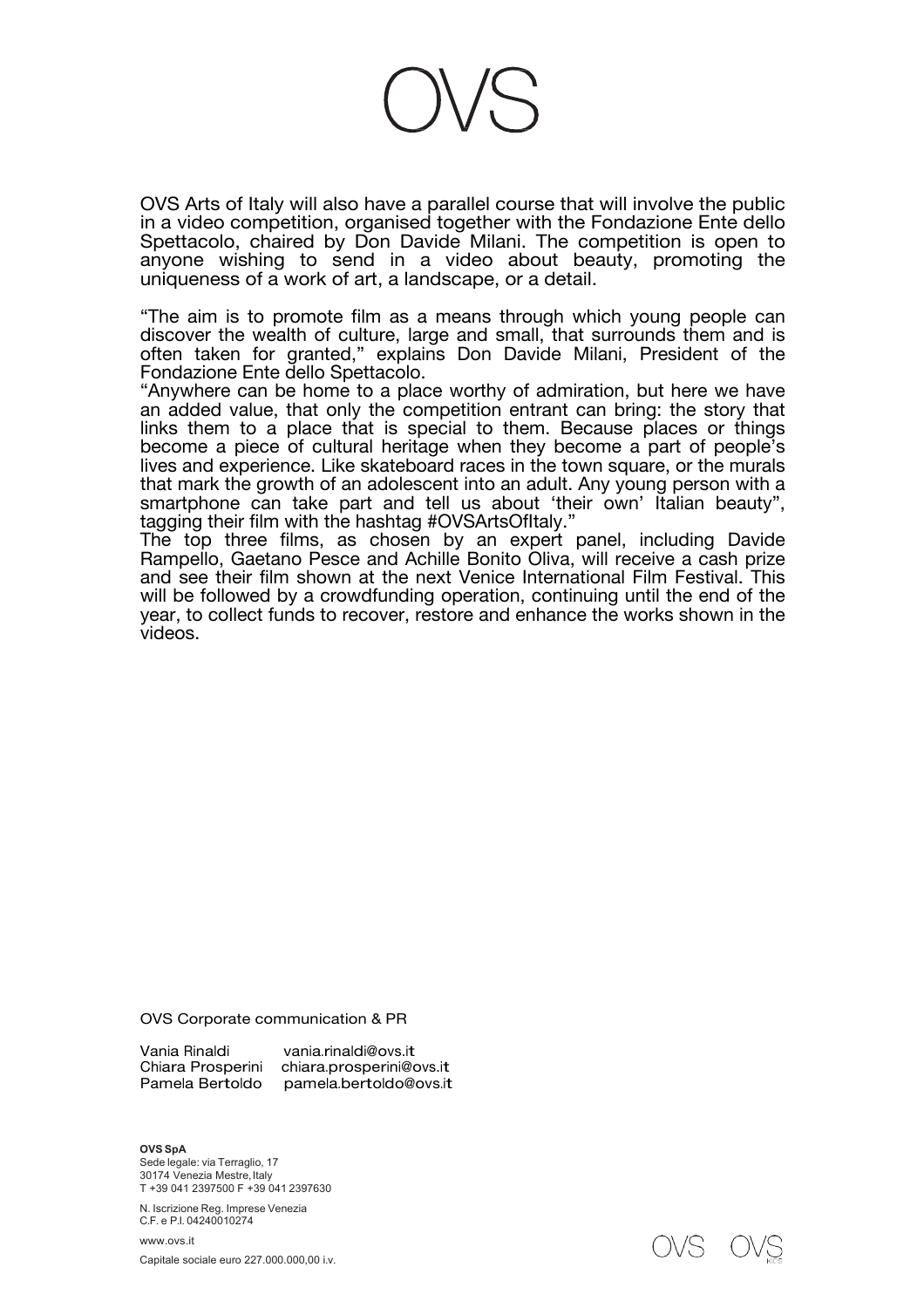OVS Arts of Italy will also have a parallel course that will involve the public in a video competition, organised together with the Fondazione Ente dello Spettacolo, chaired by Don Davide Milani. The competition is open to anyone wishing to send in a video about beauty, promoting the uniqueness of a work of art, a landscape, or a detail.

"The aim is to promote film as a means through which young people can discover the wealth of culture, large and small, that surrounds them and is often taken for granted," explains Don Davide Milani, President of the Fondazione Ente dello Spettacolo.
"Anywhere can be home to a place worthy of admiration, but here we have an added value, that only the competition entrant can bring: the story that links them to a place that is special to them. Because places or things become a piece of cultural heritage when they become a part of people's lives and experience. Like skateboard races in the town square, or the murals that mark the growth of an adolescent into an adult. Any young person with a smartphone can take part and tell us about 'their own' Italian beauty", tagging their film with the hashtag #OVSArtsOfItaly."
The top three films, as chosen by an expert panel, including Davide Rampello, Gaetano Pesce and Achille Bonito Oliva, will receive a cash prize and see their film shown at the next Venice International Film Festival. This will be followed by a crowdfunding operation, continuing until the end of the year, to collect funds to recover, restore and enhance the works shown in the videos.

OVS Corporate communication & PR

Vania Rinaldi vania.rinaldi@ovs.it
Chiara Prosperini chiara.prosperini@ovs.it
Pamela Bertoldo pamela.bertoldo@ovs.it

**OVS SpA**
Sede legale: via Terraglio, 17
30174 Venezia Mestre, Italy
T +39 041 2397500 F +39 041 2397630

N. Iscrizione Reg. Imprese Venezia
C.F. e P.I. 04240010274

www.ovs.it

Capitale sociale euro 227.000.000,00 i.v.